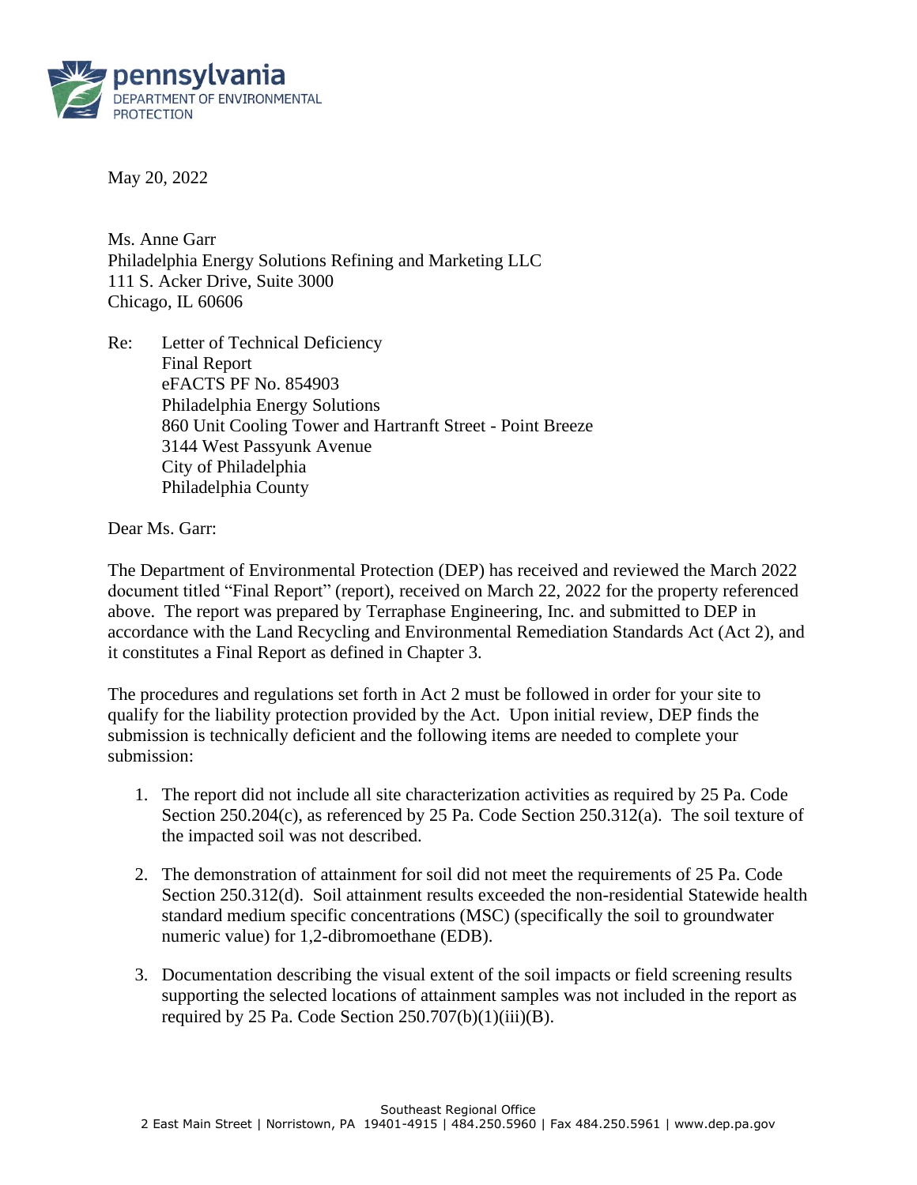pennsylvania
DEPARTMENT OF ENVIRONMENTAL PROTECTION

May 20, 2022

Ms. Anne Garr
Philadelphia Energy Solutions Refining and Marketing LLC
111 S. Acker Drive, Suite 3000
Chicago, IL 60606

Re: Letter of Technical Deficiency
Final Report
eFACTS PF No. 854903
Philadelphia Energy Solutions
860 Unit Cooling Tower and Hartranft Street - Point Breeze
3144 West Passyunk Avenue
City of Philadelphia
Philadelphia County

Dear Ms. Garr:

The Department of Environmental Protection (DEP) has received and reviewed the March 2022 document titled "Final Report" (report), received on March 22, 2022 for the property referenced above. The report was prepared by Terraphase Engineering, Inc. and submitted to DEP in accordance with the Land Recycling and Environmental Remediation Standards Act (Act 2), and it constitutes a Final Report as defined in Chapter 3.

The procedures and regulations set forth in Act 2 must be followed in order for your site to qualify for the liability protection provided by the Act. Upon initial review, DEP finds the submission is technically deficient and the following items are needed to complete your submission:

1. The report did not include all site characterization activities as required by 25 Pa. Code Section 250.204(c), as referenced by 25 Pa. Code Section 250.312(a). The soil texture of the impacted soil was not described.

2. The demonstration of attainment for soil did not meet the requirements of 25 Pa. Code Section 250.312(d). Soil attainment results exceeded the non-residential Statewide health standard medium specific concentrations (MSC) (specifically the soil to groundwater numeric value) for 1,2-dibromoethane (EDB).

3. Documentation describing the visual extent of the soil impacts or field screening results supporting the selected locations of attainment samples was not included in the report as required by 25 Pa. Code Section 250.707(b)(1)(iii)(B).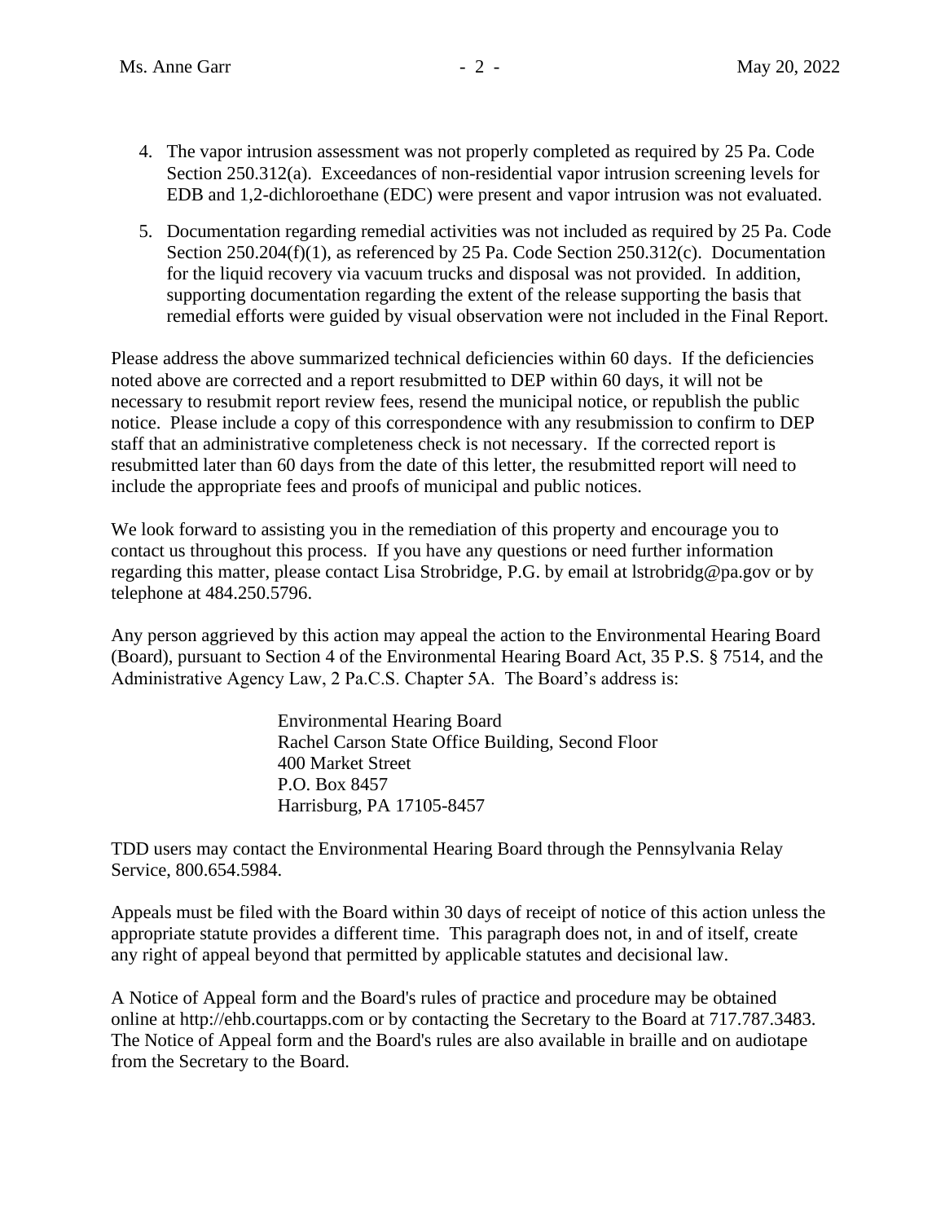4. The vapor intrusion assessment was not properly completed as required by 25 Pa. Code Section 250.312(a). Exceedances of non-residential vapor intrusion screening levels for EDB and 1,2-dichloroethane (EDC) were present and vapor intrusion was not evaluated.

5. Documentation regarding remedial activities was not included as required by 25 Pa. Code Section 250.204(f)(1), as referenced by 25 Pa. Code Section 250.312(c). Documentation for the liquid recovery via vacuum trucks and disposal was not provided. In addition, supporting documentation regarding the extent of the release supporting the basis that remedial efforts were guided by visual observation were not included in the Final Report.

Please address the above summarized technical deficiencies within 60 days. If the deficiencies noted above are corrected and a report resubmitted to DEP within 60 days, it will not be necessary to resubmit report review fees, resend the municipal notice, or republish the public notice. Please include a copy of this correspondence with any resubmission to confirm to DEP staff that an administrative completeness check is not necessary. If the corrected report is resubmitted later than 60 days from the date of this letter, the resubmitted report will need to include the appropriate fees and proofs of municipal and public notices.

We look forward to assisting you in the remediation of this property and encourage you to contact us throughout this process. If you have any questions or need further information regarding this matter, please contact Lisa Strobridge, P.G. by email at lstrobridg@pa.gov or by telephone at 484.250.5796.

Any person aggrieved by this action may appeal the action to the Environmental Hearing Board (Board), pursuant to Section 4 of the Environmental Hearing Board Act, 35 P.S. § 7514, and the Administrative Agency Law, 2 Pa.C.S. Chapter 5A. The Board's address is:

Environmental Hearing Board
Rachel Carson State Office Building, Second Floor
400 Market Street
P.O. Box 8457
Harrisburg, PA 17105-8457

TDD users may contact the Environmental Hearing Board through the Pennsylvania Relay Service, 800.654.5984.

Appeals must be filed with the Board within 30 days of receipt of notice of this action unless the appropriate statute provides a different time. This paragraph does not, in and of itself, create any right of appeal beyond that permitted by applicable statutes and decisional law.

A Notice of Appeal form and the Board's rules of practice and procedure may be obtained online at http://ehb.courtapps.com or by contacting the Secretary to the Board at 717.787.3483. The Notice of Appeal form and the Board's rules are also available in braille and on audiotape from the Secretary to the Board.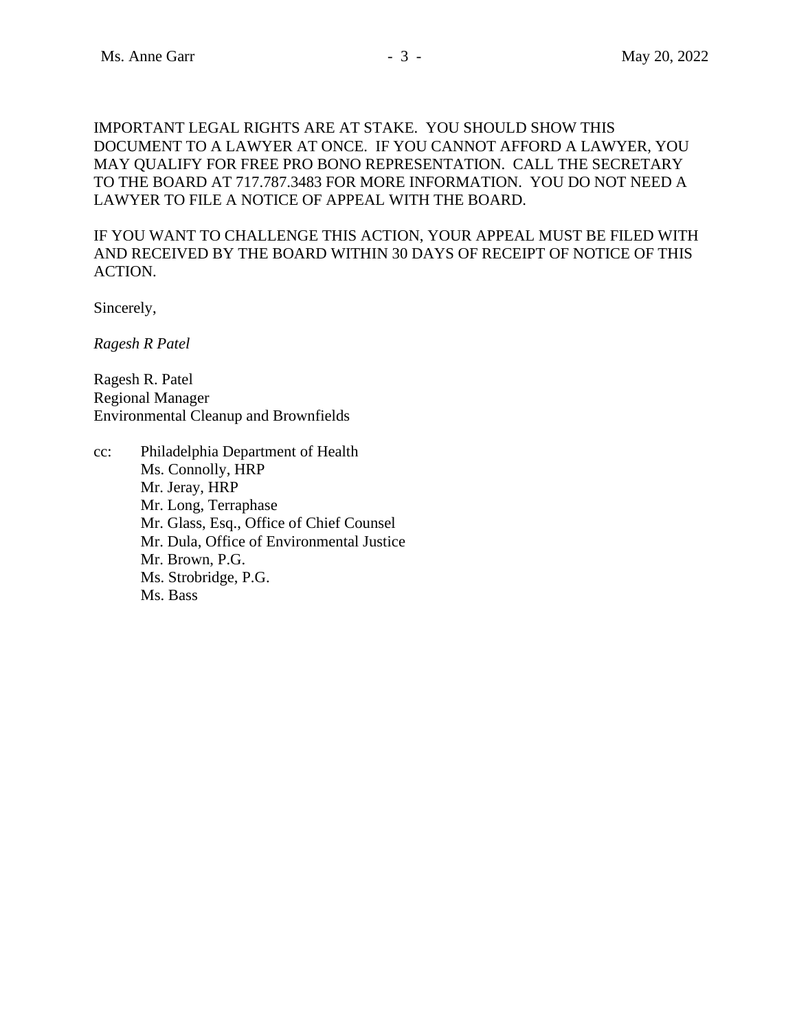IMPORTANT LEGAL RIGHTS ARE AT STAKE. YOU SHOULD SHOW THIS DOCUMENT TO A LAWYER AT ONCE. IF YOU CANNOT AFFORD A LAWYER, YOU MAY QUALIFY FOR FREE PRO BONO REPRESENTATION. CALL THE SECRETARY TO THE BOARD AT 717.787.3483 FOR MORE INFORMATION. YOU DO NOT NEED A LAWYER TO FILE A NOTICE OF APPEAL WITH THE BOARD.

IF YOU WANT TO CHALLENGE THIS ACTION, YOUR APPEAL MUST BE FILED WITH AND RECEIVED BY THE BOARD WITHIN 30 DAYS OF RECEIPT OF NOTICE OF THIS ACTION.

Sincerely,

*Ragesh R Patel*

Ragesh R. Patel
Regional Manager
Environmental Cleanup and Brownfields

cc: Philadelphia Department of Health
Ms. Connolly, HRP
Mr. Jeray, HRP
Mr. Long, Terraphase
Mr. Glass, Esq., Office of Chief Counsel
Mr. Dula, Office of Environmental Justice
Mr. Brown, P.G.
Ms. Strobridge, P.G.
Ms. Bass